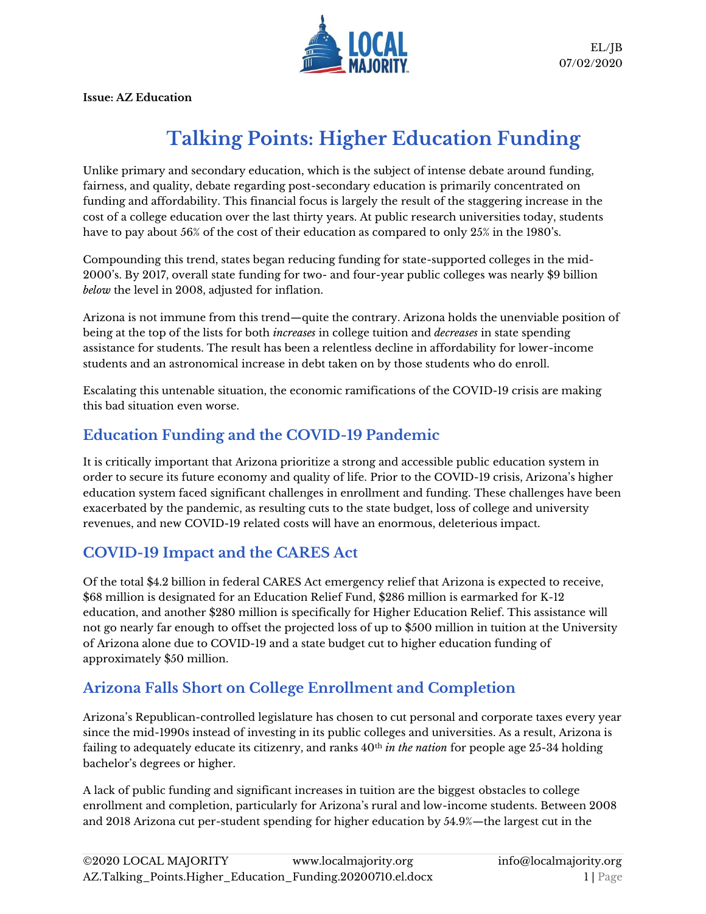EL/JB
07/02/2020

**Issue: AZ Education**

# Talking Points: Higher Education Funding

Unlike primary and secondary education, which is the subject of intense debate around funding, fairness, and quality, debate regarding post-secondary education is primarily concentrated on funding and affordability. This financial focus is largely the result of the staggering increase in the cost of a college education over the last thirty years. At public research universities today, students have to pay about 56% of the cost of their education as compared to only 25% in the 1980's.

Compounding this trend, states began reducing funding for state-supported colleges in the mid-2000's. By 2017, overall state funding for two- and four-year public colleges was nearly $9 billion *below* the level in 2008, adjusted for inflation.

Arizona is not immune from this trend—quite the contrary. Arizona holds the unenviable position of being at the top of the lists for both *increases* in college tuition and *decreases* in state spending assistance for students. The result has been a relentless decline in affordability for lower-income students and an astronomical increase in debt taken on by those students who do enroll.

Escalating this untenable situation, the economic ramifications of the COVID-19 crisis are making this bad situation even worse.

## Education Funding and the COVID-19 Pandemic

It is critically important that Arizona prioritize a strong and accessible public education system in order to secure its future economy and quality of life. Prior to the COVID-19 crisis, Arizona's higher education system faced significant challenges in enrollment and funding. These challenges have been exacerbated by the pandemic, as resulting cuts to the state budget, loss of college and university revenues, and new COVID-19 related costs will have an enormous, deleterious impact.

## COVID-19 Impact and the CARES Act

Of the total $4.2 billion in federal CARES Act emergency relief that Arizona is expected to receive, $68 million is designated for an Education Relief Fund, $286 million is earmarked for K-12 education, and another $280 million is specifically for Higher Education Relief. This assistance will not go nearly far enough to offset the projected loss of up to $500 million in tuition at the University of Arizona alone due to COVID-19 and a state budget cut to higher education funding of approximately $50 million.

## Arizona Falls Short on College Enrollment and Completion

Arizona's Republican-controlled legislature has chosen to cut personal and corporate taxes every year since the mid-1990s instead of investing in its public colleges and universities. As a result, Arizona is failing to adequately educate its citizenry, and ranks 40th *in the nation* for people age 25-34 holding bachelor's degrees or higher.

A lack of public funding and significant increases in tuition are the biggest obstacles to college enrollment and completion, particularly for Arizona's rural and low-income students. Between 2008 and 2018 Arizona cut per-student spending for higher education by 54.9%—the largest cut in the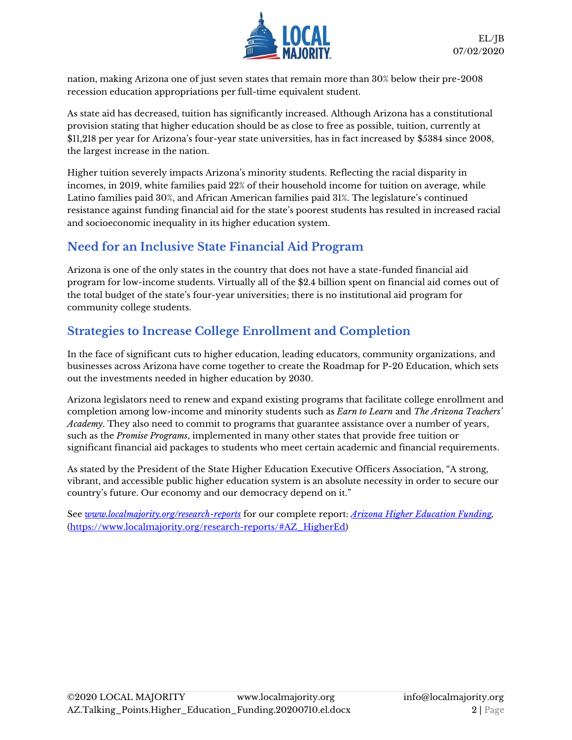nation, making Arizona one of just seven states that remain more than 30% below their pre-2008 recession education appropriations per full-time equivalent student.

As state aid has decreased, tuition has significantly increased. Although Arizona has a constitutional provision stating that higher education should be as close to free as possible, tuition, currently at $11,218 per year for Arizona's four-year state universities, has in fact increased by $5384 since 2008, the largest increase in the nation.

Higher tuition severely impacts Arizona's minority students. Reflecting the racial disparity in incomes, in 2019, white families paid 22% of their household income for tuition on average, while Latino families paid 30%, and African American families paid 31%. The legislature's continued resistance against funding financial aid for the state's poorest students has resulted in increased racial and socioeconomic inequality in its higher education system.

## Need for an Inclusive State Financial Aid Program

Arizona is one of the only states in the country that does not have a state-funded financial aid program for low-income students. Virtually all of the $2.4 billion spent on financial aid comes out of the total budget of the state's four-year universities; there is no institutional aid program for community college students.

## Strategies to Increase College Enrollment and Completion

In the face of significant cuts to higher education, leading educators, community organizations, and businesses across Arizona have come together to create the Roadmap for P-20 Education, which sets out the investments needed in higher education by 2030.

Arizona legislators need to renew and expand existing programs that facilitate college enrollment and completion among low-income and minority students such as *Earn to Learn* and *The Arizona Teachers' Academy*. They also need to commit to programs that guarantee assistance over a number of years, such as the *Promise Programs*, implemented in many other states that provide free tuition or significant financial aid packages to students who meet certain academic and financial requirements.

As stated by the President of the State Higher Education Executive Officers Association, "A strong, vibrant, and accessible public higher education system is an absolute necessity in order to secure our country's future. Our economy and our democracy depend on it."

See [*www.localmajority.org/research-reports*](http://www.localmajority.org/research-reports) for our complete report: [*Arizona Higher Education Funding*](https://www.localmajority.org/research-reports/#AZ_HigherEd), ([https://www.localmajority.org/research-reports/#AZ_HigherEd](https://www.localmajority.org/research-reports/#AZ_HigherEd))